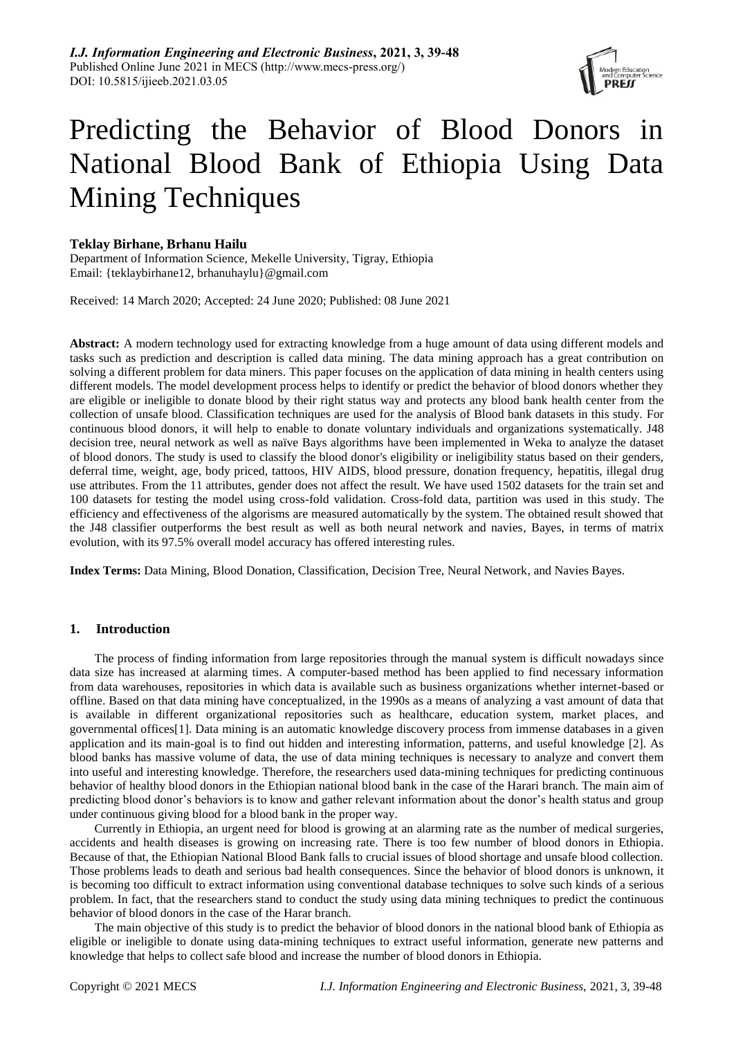# Predicting the Behavior of Blood Donors in National Blood Bank of Ethiopia Using Data Mining Techniques

**Teklay Birhane, Brhanu Hailu**

Department of Information Science, Mekelle University, Tigray, Ethiopia
Email: {teklaybirhane12, brhanuhaylu}@gmail.com

Received: 14 March 2020; Accepted: 24 June 2020; Published: 08 June 2021

**Abstract:** A modern technology used for extracting knowledge from a huge amount of data using different models and tasks such as prediction and description is called data mining. The data mining approach has a great contribution on solving a different problem for data miners. This paper focuses on the application of data mining in health centers using different models. The model development process helps to identify or predict the behavior of blood donors whether they are eligible or ineligible to donate blood by their right status way and protects any blood bank health center from the collection of unsafe blood. Classification techniques are used for the analysis of Blood bank datasets in this study. For continuous blood donors, it will help to enable to donate voluntary individuals and organizations systematically. J48 decision tree, neural network as well as naïve Bays algorithms have been implemented in Weka to analyze the dataset of blood donors. The study is used to classify the blood donor's eligibility or ineligibility status based on their genders, deferral time, weight, age, body priced, tattoos, HIV AIDS, blood pressure, donation frequency, hepatitis, illegal drug use attributes. From the 11 attributes, gender does not affect the result. We have used 1502 datasets for the train set and 100 datasets for testing the model using cross-fold validation. Cross-fold data, partition was used in this study. The efficiency and effectiveness of the algorisms are measured automatically by the system. The obtained result showed that the J48 classifier outperforms the best result as well as both neural network and navies, Bayes, in terms of matrix evolution, with its 97.5% overall model accuracy has offered interesting rules.

**Index Terms:** Data Mining, Blood Donation, Classification, Decision Tree, Neural Network, and Navies Bayes.

## 1. Introduction

The process of finding information from large repositories through the manual system is difficult nowadays since data size has increased at alarming times. A computer-based method has been applied to find necessary information from data warehouses, repositories in which data is available such as business organizations whether internet-based or offline. Based on that data mining have conceptualized, in the 1990s as a means of analyzing a vast amount of data that is available in different organizational repositories such as healthcare, education system, market places, and governmental offices[1]. Data mining is an automatic knowledge discovery process from immense databases in a given application and its main-goal is to find out hidden and interesting information, patterns, and useful knowledge [2]. As blood banks has massive volume of data, the use of data mining techniques is necessary to analyze and convert them into useful and interesting knowledge. Therefore, the researchers used data-mining techniques for predicting continuous behavior of healthy blood donors in the Ethiopian national blood bank in the case of the Harari branch. The main aim of predicting blood donor's behaviors is to know and gather relevant information about the donor's health status and group under continuous giving blood for a blood bank in the proper way.

Currently in Ethiopia, an urgent need for blood is growing at an alarming rate as the number of medical surgeries, accidents and health diseases is growing on increasing rate. There is too few number of blood donors in Ethiopia. Because of that, the Ethiopian National Blood Bank falls to crucial issues of blood shortage and unsafe blood collection. Those problems leads to death and serious bad health consequences. Since the behavior of blood donors is unknown, it is becoming too difficult to extract information using conventional database techniques to solve such kinds of a serious problem. In fact, that the researchers stand to conduct the study using data mining techniques to predict the continuous behavior of blood donors in the case of the Harar branch.

The main objective of this study is to predict the behavior of blood donors in the national blood bank of Ethiopia as eligible or ineligible to donate using data-mining techniques to extract useful information, generate new patterns and knowledge that helps to collect safe blood and increase the number of blood donors in Ethiopia.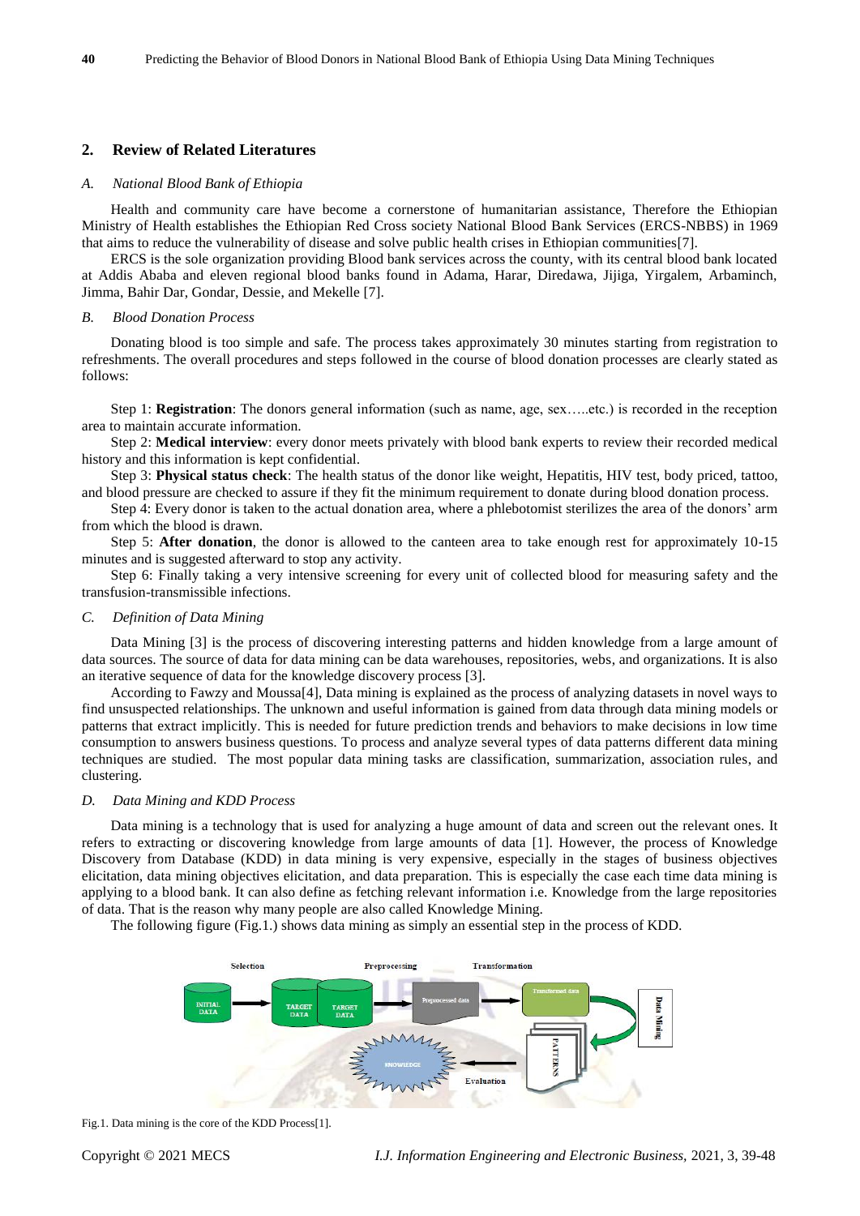## 2. Review of Related Literatures

### *A. National Blood Bank of Ethiopia*

Health and community care have become a cornerstone of humanitarian assistance, Therefore the Ethiopian Ministry of Health establishes the Ethiopian Red Cross society National Blood Bank Services (ERCS-NBBS) in 1969 that aims to reduce the vulnerability of disease and solve public health crises in Ethiopian communities[7].

ERCS is the sole organization providing Blood bank services across the county, with its central blood bank located at Addis Ababa and eleven regional blood banks found in Adama, Harar, Diredawa, Jijiga, Yirgalem, Arbaminch, Jimma, Bahir Dar, Gondar, Dessie, and Mekelle [7].

### *B. Blood Donation Process*

Donating blood is too simple and safe. The process takes approximately 30 minutes starting from registration to refreshments. The overall procedures and steps followed in the course of blood donation processes are clearly stated as follows:

Step 1: **Registration**: The donors general information (such as name, age, sex…..etc.) is recorded in the reception area to maintain accurate information.

Step 2: **Medical interview**: every donor meets privately with blood bank experts to review their recorded medical history and this information is kept confidential.

Step 3: **Physical status check**: The health status of the donor like weight, Hepatitis, HIV test, body priced, tattoo, and blood pressure are checked to assure if they fit the minimum requirement to donate during blood donation process.

Step 4: Every donor is taken to the actual donation area, where a phlebotomist sterilizes the area of the donors' arm from which the blood is drawn.

Step 5: **After donation**, the donor is allowed to the canteen area to take enough rest for approximately 10-15 minutes and is suggested afterward to stop any activity.

Step 6: Finally taking a very intensive screening for every unit of collected blood for measuring safety and the transfusion-transmissible infections.

### *C. Definition of Data Mining*

Data Mining [3] is the process of discovering interesting patterns and hidden knowledge from a large amount of data sources. The source of data for data mining can be data warehouses, repositories, webs, and organizations. It is also an iterative sequence of data for the knowledge discovery process [3].

According to Fawzy and Moussa[4], Data mining is explained as the process of analyzing datasets in novel ways to find unsuspected relationships. The unknown and useful information is gained from data through data mining models or patterns that extract implicitly. This is needed for future prediction trends and behaviors to make decisions in low time consumption to answers business questions. To process and analyze several types of data patterns different data mining techniques are studied. The most popular data mining tasks are classification, summarization, association rules, and clustering.

### *D. Data Mining and KDD Process*

Data mining is a technology that is used for analyzing a huge amount of data and screen out the relevant ones. It refers to extracting or discovering knowledge from large amounts of data [1]. However, the process of Knowledge Discovery from Database (KDD) in data mining is very expensive, especially in the stages of business objectives elicitation, data mining objectives elicitation, and data preparation. This is especially the case each time data mining is applying to a blood bank. It can also define as fetching relevant information i.e. Knowledge from the large repositories of data. That is the reason why many people are also called Knowledge Mining.

The following figure (Fig.1.) shows data mining as simply an essential step in the process of KDD.

Selection — Preprocessing — Transformation — Data Mining — Evaluation

INITIAL DATA → TARGET DATA → Preprocessed data → Transformed data → PATTERNS → KNOWLEDGE

Fig.1. Data mining is the core of the KDD Process[1].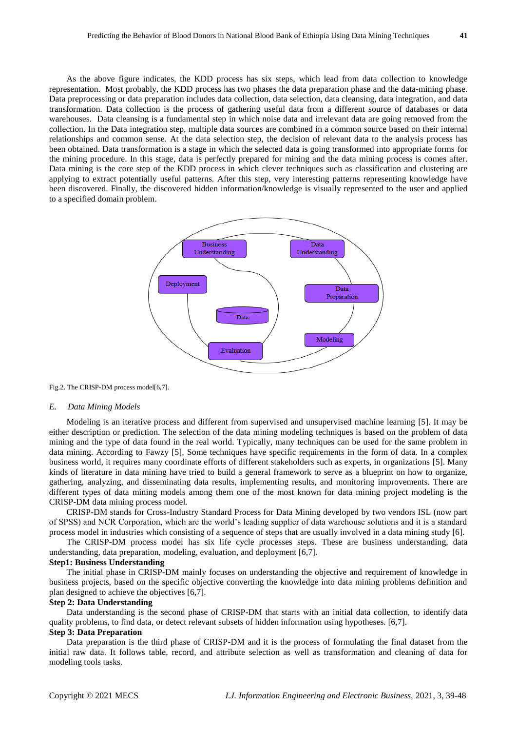As the above figure indicates, the KDD process has six steps, which lead from data collection to knowledge representation. Most probably, the KDD process has two phases the data preparation phase and the data-mining phase. Data preprocessing or data preparation includes data collection, data selection, data cleansing, data integration, and data transformation. Data collection is the process of gathering useful data from a different source of databases or data warehouses. Data cleansing is a fundamental step in which noise data and irrelevant data are going removed from the collection. In the Data integration step, multiple data sources are combined in a common source based on their internal relationships and common sense. At the data selection step, the decision of relevant data to the analysis process has been obtained. Data transformation is a stage in which the selected data is going transformed into appropriate forms for the mining procedure. In this stage, data is perfectly prepared for mining and the data mining process is comes after. Data mining is the core step of the KDD process in which clever techniques such as classification and clustering are applying to extract potentially useful patterns. After this step, very interesting patterns representing knowledge have been discovered. Finally, the discovered hidden information/knowledge is visually represented to the user and applied to a specified domain problem.

Business Understanding | Data Understanding | Data Preparation | Modeling | Evaluation | Deployment | Data

Fig.2. The CRISP-DM process model[6,7].

### *E. Data Mining Models*

Modeling is an iterative process and different from supervised and unsupervised machine learning [5]. It may be either description or prediction. The selection of the data mining modeling techniques is based on the problem of data mining and the type of data found in the real world. Typically, many techniques can be used for the same problem in data mining. According to Fawzy [5], Some techniques have specific requirements in the form of data. In a complex business world, it requires many coordinate efforts of different stakeholders such as experts, in organizations [5]. Many kinds of literature in data mining have tried to build a general framework to serve as a blueprint on how to organize, gathering, analyzing, and disseminating data results, implementing results, and monitoring improvements. There are different types of data mining models among them one of the most known for data mining project modeling is the CRISP-DM data mining process model.

CRISP-DM stands for Cross-Industry Standard Process for Data Mining developed by two vendors ISL (now part of SPSS) and NCR Corporation, which are the world's leading supplier of data warehouse solutions and it is a standard process model in industries which consisting of a sequence of steps that are usually involved in a data mining study [6].

The CRISP-DM process model has six life cycle processes steps. These are business understanding, data understanding, data preparation, modeling, evaluation, and deployment [6,7].

**Step1: Business Understanding**

The initial phase in CRISP-DM mainly focuses on understanding the objective and requirement of knowledge in business projects, based on the specific objective converting the knowledge into data mining problems definition and plan designed to achieve the objectives [6,7].

**Step 2: Data Understanding**

Data understanding is the second phase of CRISP-DM that starts with an initial data collection, to identify data quality problems, to find data, or detect relevant subsets of hidden information using hypotheses. [6,7].

**Step 3: Data Preparation**

Data preparation is the third phase of CRISP-DM and it is the process of formulating the final dataset from the initial raw data. It follows table, record, and attribute selection as well as transformation and cleaning of data for modeling tools tasks.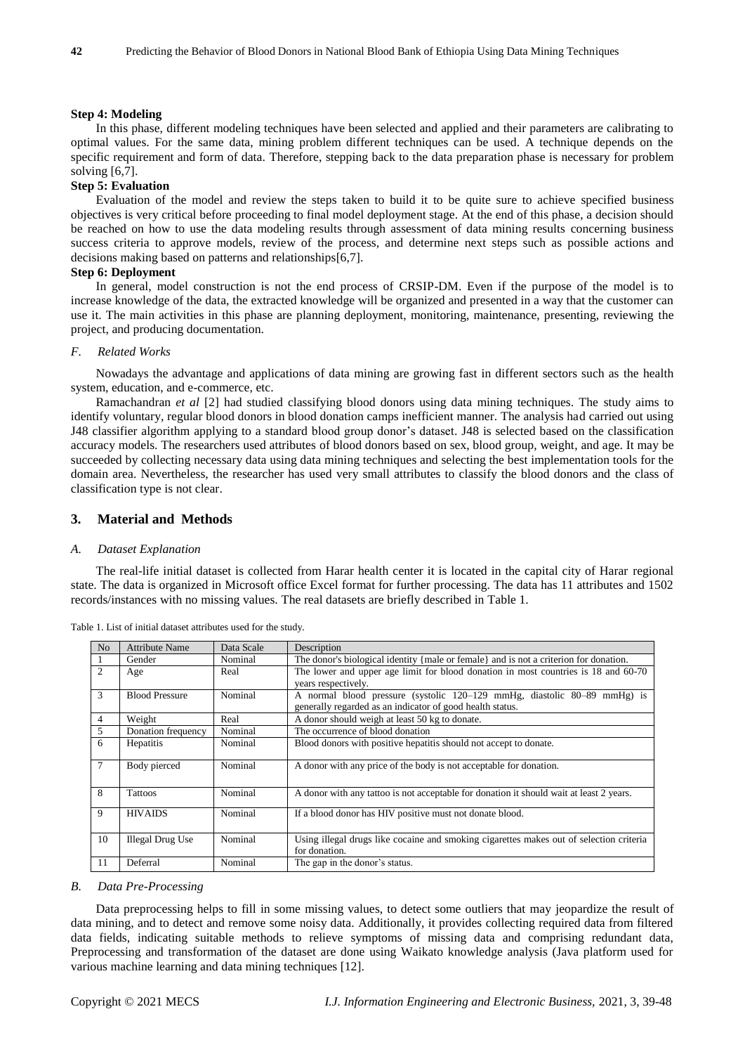**Step 4: Modeling**

In this phase, different modeling techniques have been selected and applied and their parameters are calibrating to optimal values. For the same data, mining problem different techniques can be used. A technique depends on the specific requirement and form of data. Therefore, stepping back to the data preparation phase is necessary for problem solving [6,7].

**Step 5: Evaluation**

Evaluation of the model and review the steps taken to build it to be quite sure to achieve specified business objectives is very critical before proceeding to final model deployment stage. At the end of this phase, a decision should be reached on how to use the data modeling results through assessment of data mining results concerning business success criteria to approve models, review of the process, and determine next steps such as possible actions and decisions making based on patterns and relationships[6,7].

**Step 6: Deployment**

In general, model construction is not the end process of CRSIP-DM. Even if the purpose of the model is to increase knowledge of the data, the extracted knowledge will be organized and presented in a way that the customer can use it. The main activities in this phase are planning deployment, monitoring, maintenance, presenting, reviewing the project, and producing documentation.

### *F. Related Works*

Nowadays the advantage and applications of data mining are growing fast in different sectors such as the health system, education, and e-commerce, etc.

Ramachandran *et al* [2] had studied classifying blood donors using data mining techniques. The study aims to identify voluntary, regular blood donors in blood donation camps inefficient manner. The analysis had carried out using J48 classifier algorithm applying to a standard blood group donor's dataset. J48 is selected based on the classification accuracy models. The researchers used attributes of blood donors based on sex, blood group, weight, and age. It may be succeeded by collecting necessary data using data mining techniques and selecting the best implementation tools for the domain area. Nevertheless, the researcher has used very small attributes to classify the blood donors and the class of classification type is not clear.

## 3. Material and Methods

### *A. Dataset Explanation*

The real-life initial dataset is collected from Harar health center it is located in the capital city of Harar regional state. The data is organized in Microsoft office Excel format for further processing. The data has 11 attributes and 1502 records/instances with no missing values. The real datasets are briefly described in Table 1.

Table 1. List of initial dataset attributes used for the study.

| No | Attribute Name | Data Scale | Description |
|---|---|---|---|
| 1 | Gender | Nominal | The donor's biological identity {male or female} and is not a criterion for donation. |
| 2 | Age | Real | The lower and upper age limit for blood donation in most countries is 18 and 60-70 years respectively. |
| 3 | Blood Pressure | Nominal | A normal blood pressure (systolic 120–129 mmHg, diastolic 80–89 mmHg) is generally regarded as an indicator of good health status. |
| 4 | Weight | Real | A donor should weigh at least 50 kg to donate. |
| 5 | Donation frequency | Nominal | The occurrence of blood donation |
| 6 | Hepatitis | Nominal | Blood donors with positive hepatitis should not accept to donate. |
| 7 | Body pierced | Nominal | A donor with any price of the body is not acceptable for donation. |
| 8 | Tattoos | Nominal | A donor with any tattoo is not acceptable for donation it should wait at least 2 years. |
| 9 | HIVAIDS | Nominal | If a blood donor has HIV positive must not donate blood. |
| 10 | Illegal Drug Use | Nominal | Using illegal drugs like cocaine and smoking cigarettes makes out of selection criteria for donation. |
| 11 | Deferral | Nominal | The gap in the donor's status. |

### *B. Data Pre-Processing*

Data preprocessing helps to fill in some missing values, to detect some outliers that may jeopardize the result of data mining, and to detect and remove some noisy data. Additionally, it provides collecting required data from filtered data fields, indicating suitable methods to relieve symptoms of missing data and comprising redundant data, Preprocessing and transformation of the dataset are done using Waikato knowledge analysis (Java platform used for various machine learning and data mining techniques [12].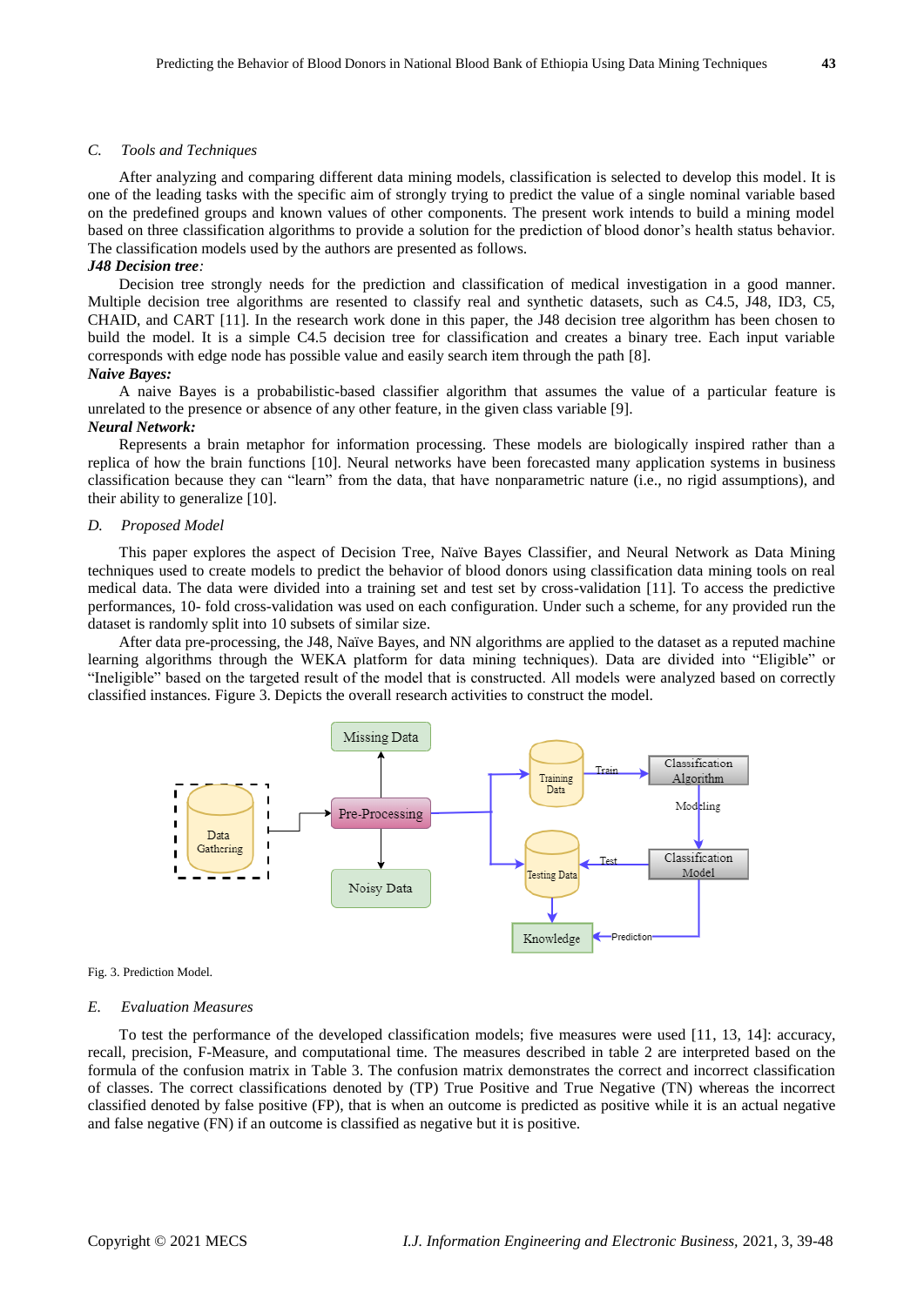### C. Tools and Techniques

After analyzing and comparing different data mining models, classification is selected to develop this model. It is one of the leading tasks with the specific aim of strongly trying to predict the value of a single nominal variable based on the predefined groups and known values of other components. The present work intends to build a mining model based on three classification algorithms to provide a solution for the prediction of blood donor's health status behavior. The classification models used by the authors are presented as follows.

***J48 Decision tree:***

Decision tree strongly needs for the prediction and classification of medical investigation in a good manner. Multiple decision tree algorithms are resented to classify real and synthetic datasets, such as C4.5, J48, ID3, C5, CHAID, and CART [11]. In the research work done in this paper, the J48 decision tree algorithm has been chosen to build the model. It is a simple C4.5 decision tree for classification and creates a binary tree. Each input variable corresponds with edge node has possible value and easily search item through the path [8].

***Naive Bayes:***

A naive Bayes is a probabilistic-based classifier algorithm that assumes the value of a particular feature is unrelated to the presence or absence of any other feature, in the given class variable [9].

***Neural Network:***

Represents a brain metaphor for information processing. These models are biologically inspired rather than a replica of how the brain functions [10]. Neural networks have been forecasted many application systems in business classification because they can "learn" from the data, that have nonparametric nature (i.e., no rigid assumptions), and their ability to generalize [10].

### D. Proposed Model

This paper explores the aspect of Decision Tree, Naïve Bayes Classifier, and Neural Network as Data Mining techniques used to create models to predict the behavior of blood donors using classification data mining tools on real medical data. The data were divided into a training set and test set by cross-validation [11]. To access the predictive performances, 10- fold cross-validation was used on each configuration. Under such a scheme, for any provided run the dataset is randomly split into 10 subsets of similar size.

After data pre-processing, the J48, Naïve Bayes, and NN algorithms are applied to the dataset as a reputed machine learning algorithms through the WEKA platform for data mining techniques). Data are divided into "Eligible" or "Ineligible" based on the targeted result of the model that is constructed. All models were analyzed based on correctly classified instances. Figure 3. Depicts the overall research activities to construct the model.

Fig. 3. Prediction Model.

### E. Evaluation Measures

To test the performance of the developed classification models; five measures were used [11, 13, 14]: accuracy, recall, precision, F-Measure, and computational time. The measures described in table 2 are interpreted based on the formula of the confusion matrix in Table 3. The confusion matrix demonstrates the correct and incorrect classification of classes. The correct classifications denoted by (TP) True Positive and True Negative (TN) whereas the incorrect classified denoted by false positive (FP), that is when an outcome is predicted as positive while it is an actual negative and false negative (FN) if an outcome is classified as negative but it is positive.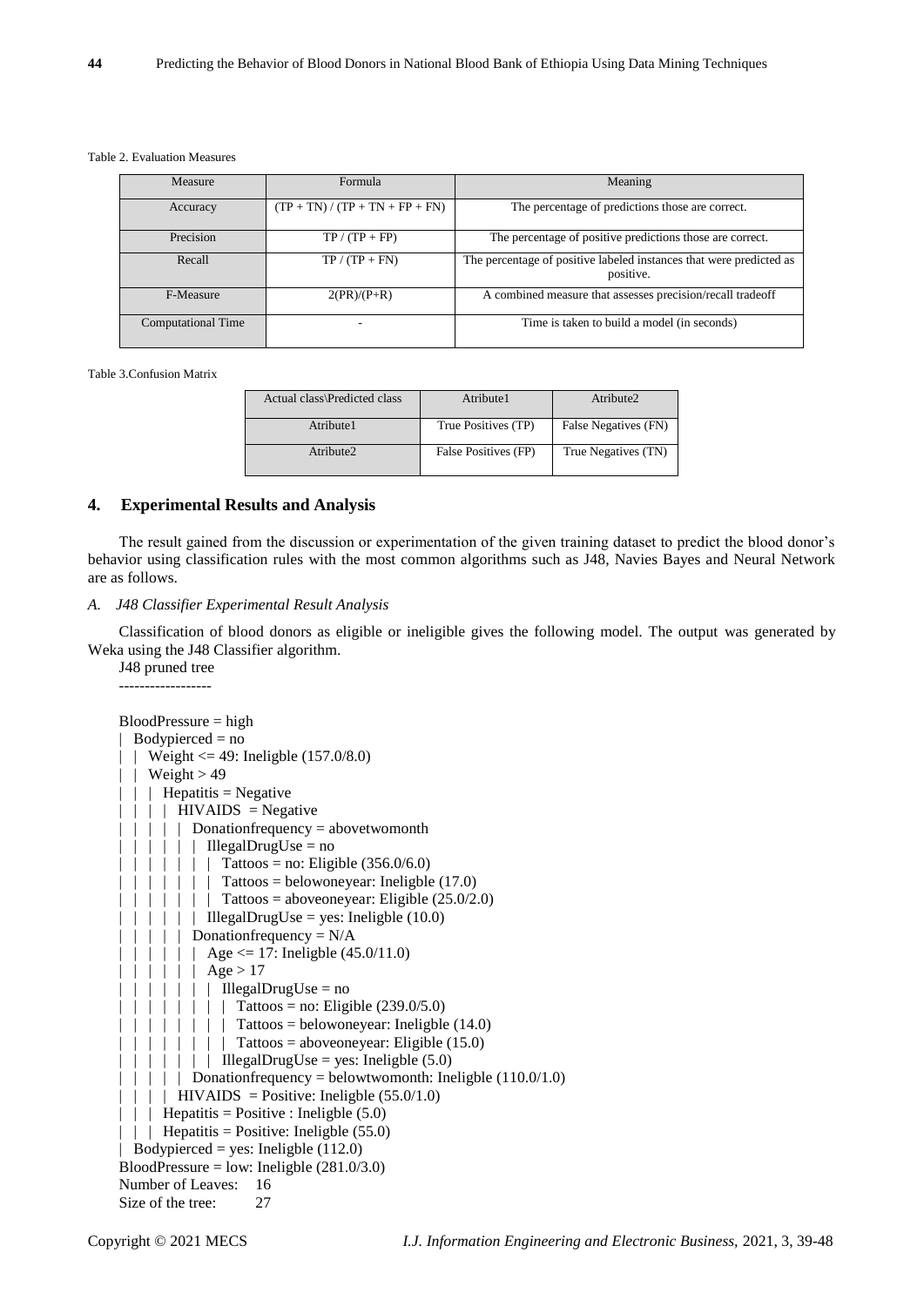Table 2. Evaluation Measures

| Measure | Formula | Meaning |
|---|---|---|
| Accuracy | (TP + TN) / (TP + TN + FP + FN) | The percentage of predictions those are correct. |
| Precision | TP / (TP + FP) | The percentage of positive predictions those are correct. |
| Recall | TP / (TP + FN) | The percentage of positive labeled instances that were predicted as positive. |
| F-Measure | 2(PR)/(P+R) | A combined measure that assesses precision/recall tradeoff |
| Computational Time | - | Time is taken to build a model (in seconds) |

Table 3.Confusion Matrix

| Actual class\Predicted class | Atribute1 | Atribute2 |
|---|---|---|
| Atribute1 | True Positives (TP) | False Negatives (FN) |
| Atribute2 | False Positives (FP) | True Negatives (TN) |

## 4. Experimental Results and Analysis

The result gained from the discussion or experimentation of the given training dataset to predict the blood donor's behavior using classification rules with the most common algorithms such as J48, Navies Bayes and Neural Network are as follows.

### *A. J48 Classifier Experimental Result Analysis*

Classification of blood donors as eligible or ineligible gives the following model. The output was generated by Weka using the J48 Classifier algorithm.

```
J48 pruned tree
------------------

BloodPressure = high
|   Bodypierced = no
|   |   Weight <= 49: Ineligble (157.0/8.0)
|   |   Weight > 49
|   |   |   Hepatitis = Negative
|   |   |   |   HIVAIDS  = Negative
|   |   |   |   |   Donationfrequency = abovetwomonth
|   |   |   |   |   |   IllegalDrugUse = no
|   |   |   |   |   |   |   Tattoos = no: Eligible (356.0/6.0)
|   |   |   |   |   |   |   Tattoos = belowoneyear: Ineligble (17.0)
|   |   |   |   |   |   |   Tattoos = aboveoneyear: Eligible (25.0/2.0)
|   |   |   |   |   |   IllegalDrugUse = yes: Ineligble (10.0)
|   |   |   |   |   Donationfrequency = N/A
|   |   |   |   |   |   Age <= 17: Ineligble (45.0/11.0)
|   |   |   |   |   |   Age > 17
|   |   |   |   |   |   |   IllegalDrugUse = no
|   |   |   |   |   |   |   |   Tattoos = no: Eligible (239.0/5.0)
|   |   |   |   |   |   |   |   Tattoos = belowoneyear: Ineligble (14.0)
|   |   |   |   |   |   |   |   Tattoos = aboveoneyear: Eligible (15.0)
|   |   |   |   |   |   |   IllegalDrugUse = yes: Ineligble (5.0)
|   |   |   |   |   Donationfrequency = belowtwomonth: Ineligble (110.0/1.0)
|   |   |   |   HIVAIDS  = Positive: Ineligble (55.0/1.0)
|   |   |   Hepatitis = Positive : Ineligble (5.0)
|   |   |   Hepatitis = Positive: Ineligble (55.0)
|   Bodypierced = yes: Ineligble (112.0)
BloodPressure = low: Ineligble (281.0/3.0)
Number of Leaves:   16
Size of the tree:   27
```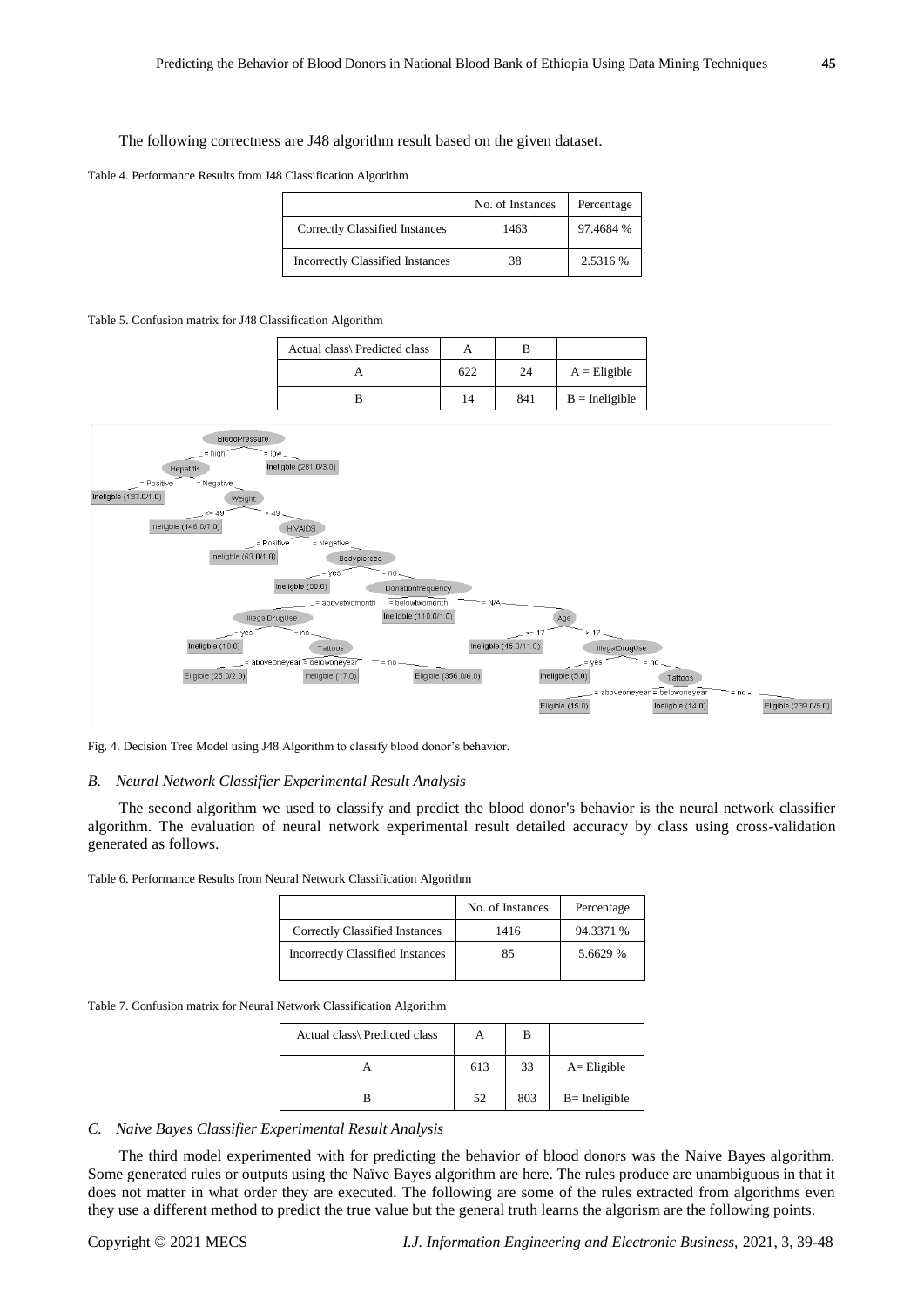The following correctness are J48 algorithm result based on the given dataset.

Table 4. Performance Results from J48 Classification Algorithm

| | No. of Instances | Percentage |
|---|---|---|
| Correctly Classified Instances | 1463 | 97.4684 % |
| Incorrectly Classified Instances | 38 | 2.5316 % |

Table 5. Confusion matrix for J48 Classification Algorithm

| Actual class\ Predicted class | A | B | |
|---|---|---|---|
| A | 622 | 24 | A = Eligible |
| B | 14 | 841 | B = Ineligible |

Fig. 4. Decision Tree Model using J48 Algorithm to classify blood donor's behavior.

### *B. Neural Network Classifier Experimental Result Analysis*

The second algorithm we used to classify and predict the blood donor's behavior is the neural network classifier algorithm. The evaluation of neural network experimental result detailed accuracy by class using cross-validation generated as follows.

Table 6. Performance Results from Neural Network Classification Algorithm

| | No. of Instances | Percentage |
|---|---|---|
| Correctly Classified Instances | 1416 | 94.3371 % |
| Incorrectly Classified Instances | 85 | 5.6629 % |

Table 7. Confusion matrix for Neural Network Classification Algorithm

| Actual class\ Predicted class | A | B | |
|---|---|---|---|
| A | 613 | 33 | A= Eligible |
| B | 52 | 803 | B= Ineligible |

### *C. Naive Bayes Classifier Experimental Result Analysis*

The third model experimented with for predicting the behavior of blood donors was the Naive Bayes algorithm. Some generated rules or outputs using the Naïve Bayes algorithm are here. The rules produce are unambiguous in that it does not matter in what order they are executed. The following are some of the rules extracted from algorithms even they use a different method to predict the true value but the general truth learns the algorism are the following points.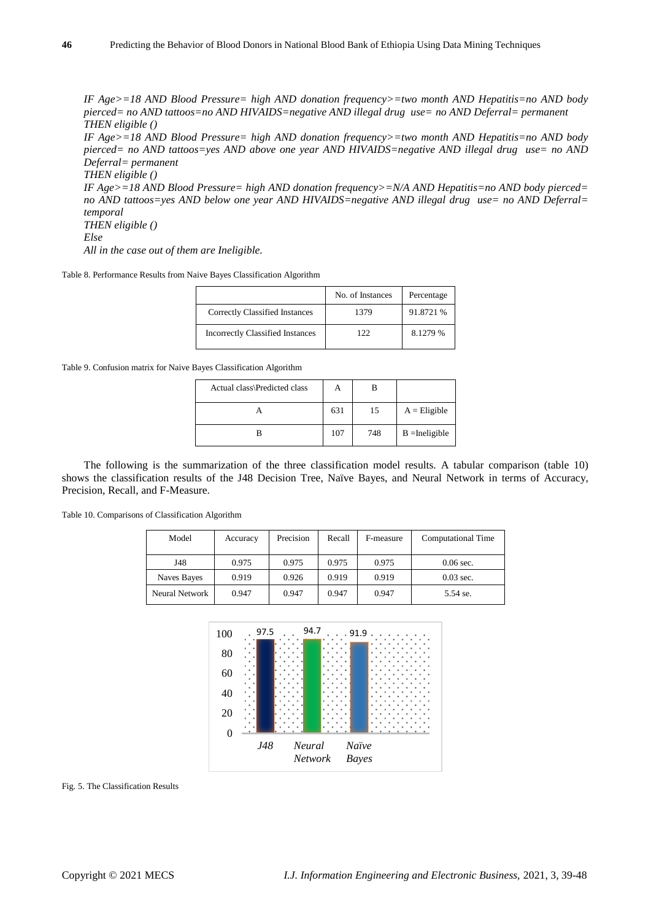*IF Age>=18 AND Blood Pressure= high AND donation frequency>=two month AND Hepatitis=no AND body pierced= no AND tattoos=no AND HIVAIDS=negative AND illegal drug use= no AND Deferral= permanent*
*THEN eligible ()*
*IF Age>=18 AND Blood Pressure= high AND donation frequency>=two month AND Hepatitis=no AND body pierced= no AND tattoos=yes AND above one year AND HIVAIDS=negative AND illegal drug use= no AND Deferral= permanent*
*THEN eligible ()*
*IF Age>=18 AND Blood Pressure= high AND donation frequency>=N/A AND Hepatitis=no AND body pierced= no AND tattoos=yes AND below one year AND HIVAIDS=negative AND illegal drug use= no AND Deferral= temporal*
*THEN eligible ()*
*Else*
*All in the case out of them are Ineligible.*

Table 8. Performance Results from Naive Bayes Classification Algorithm

| | No. of Instances | Percentage |
|---|---|---|
| Correctly Classified Instances | 1379 | 91.8721 % |
| Incorrectly Classified Instances | 122 | 8.1279 % |

Table 9. Confusion matrix for Naive Bayes Classification Algorithm

| Actual class\Predicted class | A | B | |
|---|---|---|---|
| A | 631 | 15 | A = Eligible |
| B | 107 | 748 | B =Ineligible |

The following is the summarization of the three classification model results. A tabular comparison (table 10) shows the classification results of the J48 Decision Tree, Naïve Bayes, and Neural Network in terms of Accuracy, Precision, Recall, and F-Measure.

Table 10. Comparisons of Classification Algorithm

| Model | Accuracy | Precision | Recall | F-measure | Computational Time |
|---|---|---|---|---|---|
| J48 | 0.975 | 0.975 | 0.975 | 0.975 | 0.06 sec. |
| Naves Bayes | 0.919 | 0.926 | 0.919 | 0.919 | 0.03 sec. |
| Neural Network | 0.947 | 0.947 | 0.947 | 0.947 | 5.54 se. |

Fig. 5. The Classification Results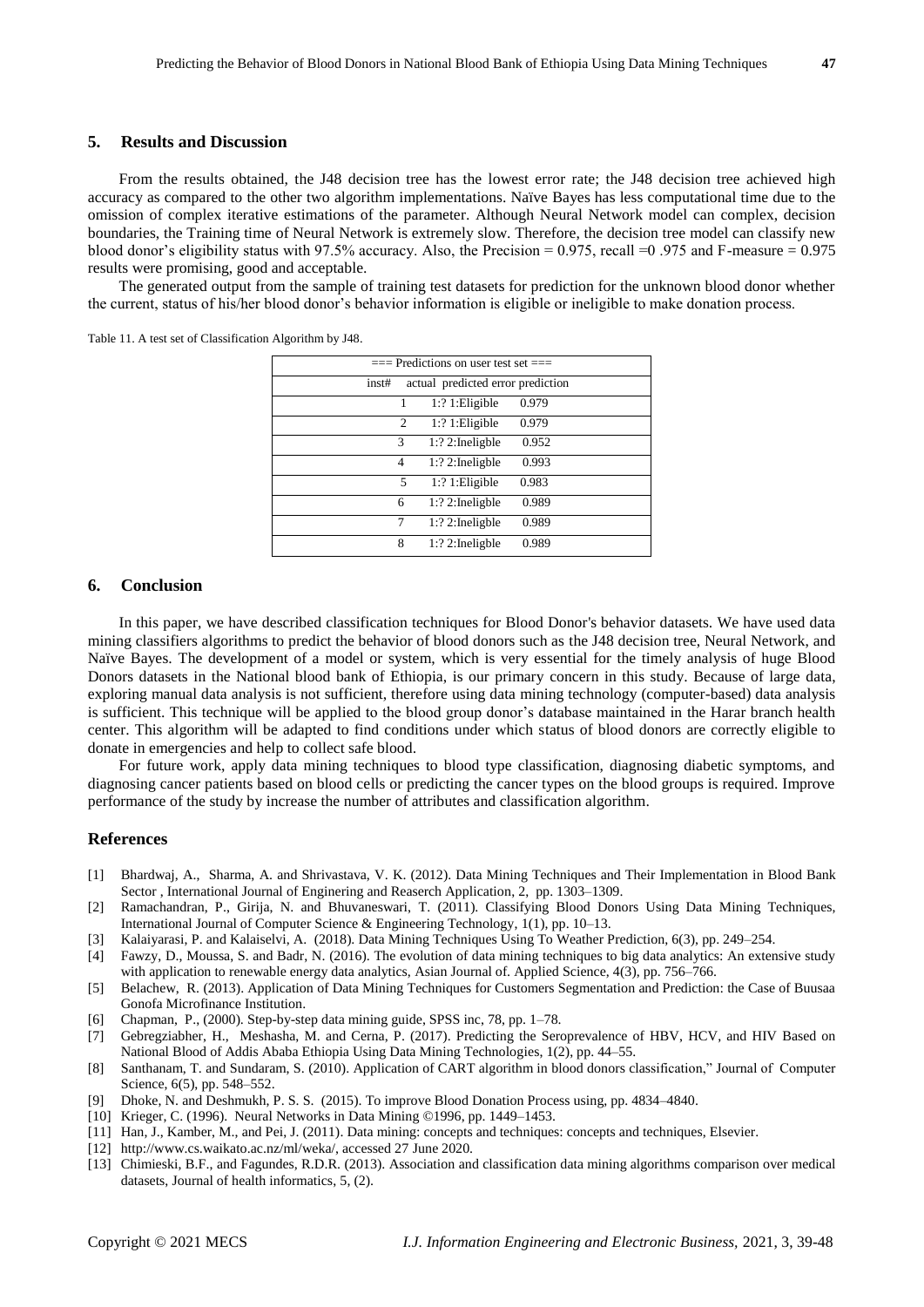## 5. Results and Discussion

From the results obtained, the J48 decision tree has the lowest error rate; the J48 decision tree achieved high accuracy as compared to the other two algorithm implementations. Naïve Bayes has less computational time due to the omission of complex iterative estimations of the parameter. Although Neural Network model can complex, decision boundaries, the Training time of Neural Network is extremely slow. Therefore, the decision tree model can classify new blood donor's eligibility status with 97.5% accuracy. Also, the Precision = 0.975, recall =0 .975 and F-measure = 0.975 results were promising, good and acceptable.

The generated output from the sample of training test datasets for prediction for the unknown blood donor whether the current, status of his/her blood donor's behavior information is eligible or ineligible to make donation process.

Table 11. A test set of Classification Algorithm by J48.

| === Predictions on user test set === | | | | |
|---|---|---|---|---|
| inst# | actual | predicted | error | prediction |
| 1 | 1:? | 1:Eligible | | 0.979 |
| 2 | 1:? | 1:Eligible | | 0.979 |
| 3 | 1:? | 2:Ineligble | | 0.952 |
| 4 | 1:? | 2:Ineligble | | 0.993 |
| 5 | 1:? | 1:Eligible | | 0.983 |
| 6 | 1:? | 2:Ineligble | | 0.989 |
| 7 | 1:? | 2:Ineligble | | 0.989 |
| 8 | 1:? | 2:Ineligble | | 0.989 |

## 6. Conclusion

In this paper, we have described classification techniques for Blood Donor's behavior datasets. We have used data mining classifiers algorithms to predict the behavior of blood donors such as the J48 decision tree, Neural Network, and Naïve Bayes. The development of a model or system, which is very essential for the timely analysis of huge Blood Donors datasets in the National blood bank of Ethiopia, is our primary concern in this study. Because of large data, exploring manual data analysis is not sufficient, therefore using data mining technology (computer-based) data analysis is sufficient. This technique will be applied to the blood group donor's database maintained in the Harar branch health center. This algorithm will be adapted to find conditions under which status of blood donors are correctly eligible to donate in emergencies and help to collect safe blood.

For future work, apply data mining techniques to blood type classification, diagnosing diabetic symptoms, and diagnosing cancer patients based on blood cells or predicting the cancer types on the blood groups is required. Improve performance of the study by increase the number of attributes and classification algorithm.

## References

[1] Bhardwaj, A., Sharma, A. and Shrivastava, V. K. (2012). Data Mining Techniques and Their Implementation in Blood Bank Sector , International Journal of Enginering and Reaserch Application, 2, pp. 1303–1309.

[2] Ramachandran, P., Girija, N. and Bhuvaneswari, T. (2011). Classifying Blood Donors Using Data Mining Techniques, International Journal of Computer Science & Engineering Technology, 1(1), pp. 10–13.

[3] Kalaiyarasi, P. and Kalaiselvi, A. (2018). Data Mining Techniques Using To Weather Prediction, 6(3), pp. 249–254.

[4] Fawzy, D., Moussa, S. and Badr, N. (2016). The evolution of data mining techniques to big data analytics: An extensive study with application to renewable energy data analytics, Asian Journal of. Applied Science, 4(3), pp. 756–766.

[5] Belachew, R. (2013). Application of Data Mining Techniques for Customers Segmentation and Prediction: the Case of Buusaa Gonofa Microfinance Institution.

[6] Chapman, P., (2000). Step-by-step data mining guide, SPSS inc, 78, pp. 1–78.

[7] Gebregziabher, H., Meshasha, M. and Cerna, P. (2017). Predicting the Seroprevalence of HBV, HCV, and HIV Based on National Blood of Addis Ababa Ethiopia Using Data Mining Technologies, 1(2), pp. 44–55.

[8] Santhanam, T. and Sundaram, S. (2010). Application of CART algorithm in blood donors classification," Journal of Computer Science, 6(5), pp. 548–552.

[9] Dhoke, N. and Deshmukh, P. S. S. (2015). To improve Blood Donation Process using, pp. 4834–4840.

[10] Krieger, C. (1996). Neural Networks in Data Mining ©1996, pp. 1449–1453.

[11] Han, J., Kamber, M., and Pei, J. (2011). Data mining: concepts and techniques: concepts and techniques, Elsevier.

[12] http://www.cs.waikato.ac.nz/ml/weka/, accessed 27 June 2020.

[13] Chimieski, B.F., and Fagundes, R.D.R. (2013). Association and classification data mining algorithms comparison over medical datasets, Journal of health informatics, 5, (2).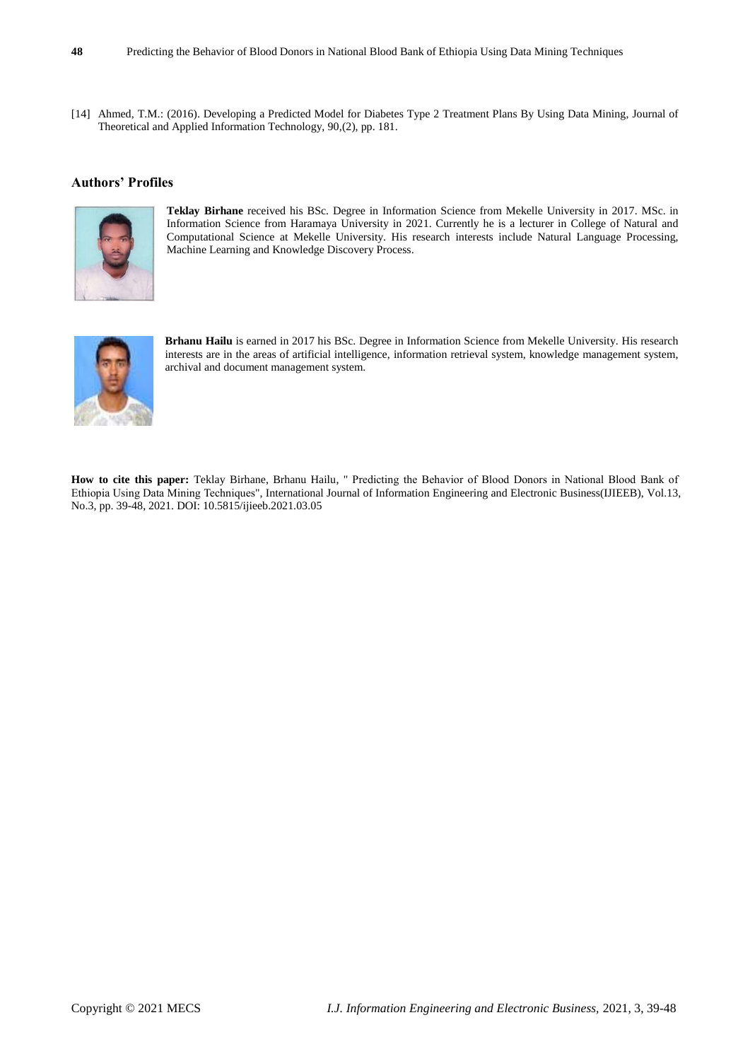[14] Ahmed, T.M.: (2016). Developing a Predicted Model for Diabetes Type 2 Treatment Plans By Using Data Mining, Journal of Theoretical and Applied Information Technology, 90,(2), pp. 181.

## Authors' Profiles

**Teklay Birhane** received his BSc. Degree in Information Science from Mekelle University in 2017. MSc. in Information Science from Haramaya University in 2021. Currently he is a lecturer in College of Natural and Computational Science at Mekelle University. His research interests include Natural Language Processing, Machine Learning and Knowledge Discovery Process.

**Brhanu Hailu** is earned in 2017 his BSc. Degree in Information Science from Mekelle University. His research interests are in the areas of artificial intelligence, information retrieval system, knowledge management system, archival and document management system.

**How to cite this paper:** Teklay Birhane, Brhanu Hailu, " Predicting the Behavior of Blood Donors in National Blood Bank of Ethiopia Using Data Mining Techniques", International Journal of Information Engineering and Electronic Business(IJIEEB), Vol.13, No.3, pp. 39-48, 2021. DOI: 10.5815/ijieeb.2021.03.05